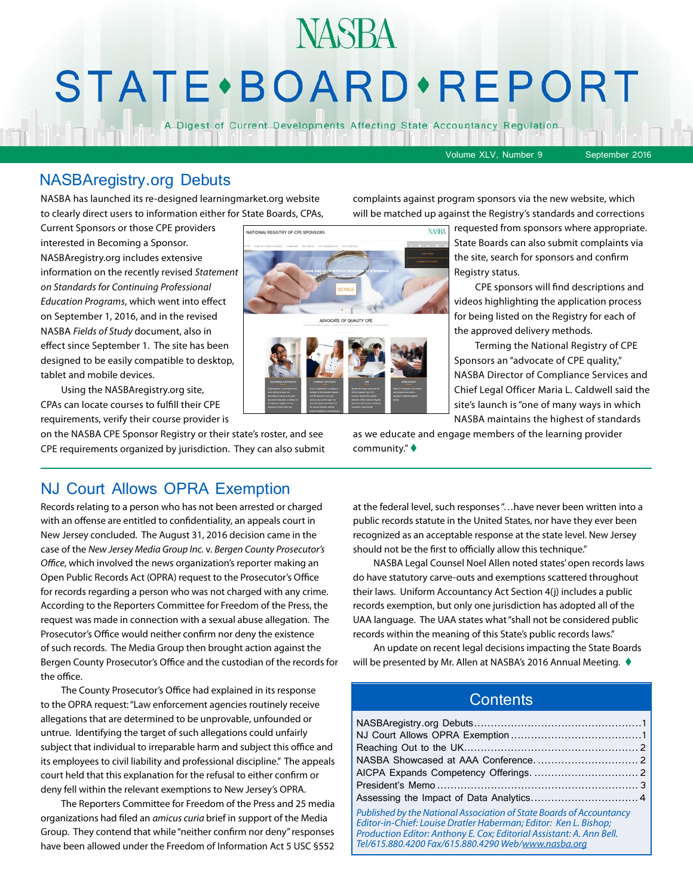# NASBA STATE • BOARD • REPORT

A Digest of Current Developments Affecting State Accountancy Regulation

Volume XLV, Number 9 September 2016

## NASBAregistry.org Debuts

NASBA has launched its re-designed learningmarket.org website to clearly direct users to information either for State Boards, CPAs, Current Sponsors or those CPE providers interested in Becoming a Sponsor. NASBAregistry.org includes extensive information on the recently revised *Statement on Standards for Continuing Professional Education Programs*, which went into effect on September 1, 2016, and in the revised NASBA *Fields of Study* document, also in effect since September 1. The site has been designed to be easily compatible to desktop, tablet and mobile devices.

Using the NASBAregistry.org site, CPAs can locate courses to fulfill their CPE requirements, verify their course provider is on the NASBA CPE Sponsor Registry or their state's roster, and see CPE requirements organized by jurisdiction. They can also submit complaints against program sponsors via the new website, which will be matched up against the Registry's standards and corrections requested from sponsors where appropriate. State Boards can also submit complaints via the site, search for sponsors and confirm Registry status.

CPE sponsors will find descriptions and videos highlighting the application process for being listed on the Registry for each of the approved delivery methods.

Terming the National Registry of CPE Sponsors an "advocate of CPE quality," NASBA Director of Compliance Services and Chief Legal Officer Maria L. Caldwell said the site's launch is "one of many ways in which NASBA maintains the highest of standards as we educate and engage members of the learning provider community." ♦

## NJ Court Allows OPRA Exemption

Records relating to a person who has not been arrested or charged with an offense are entitled to confidentiality, an appeals court in New Jersey concluded. The August 31, 2016 decision came in the case of the *New Jersey Media Group Inc.* v. *Bergen County Prosecutor's Office*, which involved the news organization's reporter making an Open Public Records Act (OPRA) request to the Prosecutor's Office for records regarding a person who was not charged with any crime. According to the Reporters Committee for Freedom of the Press, the request was made in connection with a sexual abuse allegation. The Prosecutor's Office would neither confirm nor deny the existence of such records. The Media Group then brought action against the Bergen County Prosecutor's Office and the custodian of the records for the office.

The County Prosecutor's Office had explained in its response to the OPRA request: "Law enforcement agencies routinely receive allegations that are determined to be unprovable, unfounded or untrue. Identifying the target of such allegations could unfairly subject that individual to irreparable harm and subject this office and its employees to civil liability and professional discipline." The appeals court held that this explanation for the refusal to either confirm or deny fell within the relevant exemptions to New Jersey's OPRA.

The Reporters Committee for Freedom of the Press and 25 media organizations had filed an *amicus curia* brief in support of the Media Group. They contend that while "neither confirm nor deny" responses have been allowed under the Freedom of Information Act 5 USC §552 at the federal level, such responses "…have never been written into a public records statute in the United States, nor have they ever been recognized as an acceptable response at the state level. New Jersey should not be the first to officially allow this technique."

NASBA Legal Counsel Noel Allen noted states' open records laws do have statutory carve-outs and exemptions scattered throughout their laws. Uniform Accountancy Act Section 4(j) includes a public records exemption, but only one jurisdiction has adopted all of the UAA language. The UAA states what "shall not be considered public records within the meaning of this State's public records laws."

An update on recent legal decisions impacting the State Boards will be presented by Mr. Allen at NASBA's 2016 Annual Meeting. ♦

## Contents

- NASBAregistry.org Debuts ........ 1
- NJ Court Allows OPRA Exemption ........ 1
- Reaching Out to the UK ........ 2
- NASBA Showcased at AAA Conference ........ 2
- AICPA Expands Competency Offerings ........ 2
- President's Memo ........ 3
- Assessing the Impact of Data Analytics ........ 4

*Published by the National Association of State Boards of Accountancy*
*Editor-in-Chief: Louise Dratler Haberman; Editor: Ken L. Bishop;*
*Production Editor: Anthony E. Cox; Editorial Assistant: A. Ann Bell.*
*Tel/615.880.4200 Fax/615.880.4290 Web/www.nasba.org*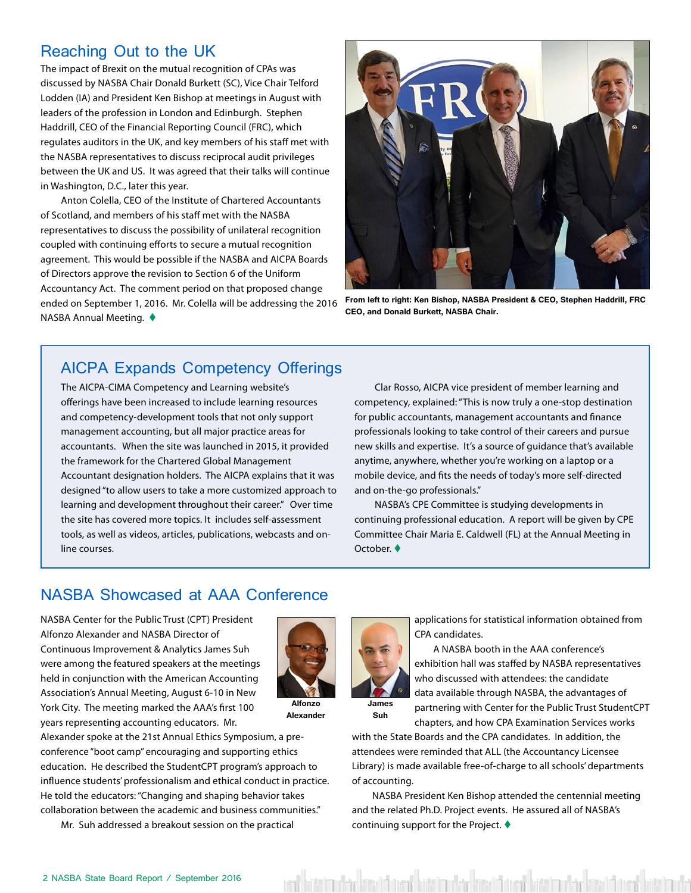## Reaching Out to the UK

The impact of Brexit on the mutual recognition of CPAs was discussed by NASBA Chair Donald Burkett (SC), Vice Chair Telford Lodden (IA) and President Ken Bishop at meetings in August with leaders of the profession in London and Edinburgh. Stephen Haddrill, CEO of the Financial Reporting Council (FRC), which regulates auditors in the UK, and key members of his staff met with the NASBA representatives to discuss reciprocal audit privileges between the UK and US. It was agreed that their talks will continue in Washington, D.C., later this year.

Anton Colella, CEO of the Institute of Chartered Accountants of Scotland, and members of his staff met with the NASBA representatives to discuss the possibility of unilateral recognition coupled with continuing efforts to secure a mutual recognition agreement. This would be possible if the NASBA and AICPA Boards of Directors approve the revision to Section 6 of the Uniform Accountancy Act. The comment period on that proposed change ended on September 1, 2016. Mr. Colella will be addressing the 2016 NASBA Annual Meeting. ♦

**From left to right: Ken Bishop, NASBA President & CEO, Stephen Haddrill, FRC CEO, and Donald Burkett, NASBA Chair.**

## AICPA Expands Competency Offerings

The AICPA-CIMA Competency and Learning website's offerings have been increased to include learning resources and competency-development tools that not only support management accounting, but all major practice areas for accountants. When the site was launched in 2015, it provided the framework for the Chartered Global Management Accountant designation holders. The AICPA explains that it was designed "to allow users to take a more customized approach to learning and development throughout their career." Over time the site has covered more topics. It includes self-assessment tools, as well as videos, articles, publications, webcasts and on-line courses.

Clar Rosso, AICPA vice president of member learning and competency, explained: "This is now truly a one-stop destination for public accountants, management accountants and finance professionals looking to take control of their careers and pursue new skills and expertise. It's a source of guidance that's available anytime, anywhere, whether you're working on a laptop or a mobile device, and fits the needs of today's more self-directed and on-the-go professionals."

NASBA's CPE Committee is studying developments in continuing professional education. A report will be given by CPE Committee Chair Maria E. Caldwell (FL) at the Annual Meeting in October. ♦

## NASBA Showcased at AAA Conference

NASBA Center for the Public Trust (CPT) President Alfonzo Alexander and NASBA Director of Continuous Improvement & Analytics James Suh were among the featured speakers at the meetings held in conjunction with the American Accounting Association's Annual Meeting, August 6-10 in New York City. The meeting marked the AAA's first 100 years representing accounting educators. Mr. Alexander spoke at the 21st Annual Ethics Symposium, a pre-conference "boot camp" encouraging and supporting ethics education. He described the StudentCPT program's approach to influence students' professionalism and ethical conduct in practice. He told the educators: "Changing and shaping behavior takes collaboration between the academic and business communities."

**Alfonzo Alexander**

**James Suh**

Mr. Suh addressed a breakout session on the practical applications for statistical information obtained from CPA candidates.

A NASBA booth in the AAA conference's exhibition hall was staffed by NASBA representatives who discussed with attendees: the candidate data available through NASBA, the advantages of partnering with Center for the Public Trust StudentCPT chapters, and how CPA Examination Services works with the State Boards and the CPA candidates. In addition, the attendees were reminded that ALL (the Accountancy Licensee Library) is made available free-of-charge to all schools' departments of accounting.

NASBA President Ken Bishop attended the centennial meeting and the related Ph.D. Project events. He assured all of NASBA's continuing support for the Project. ♦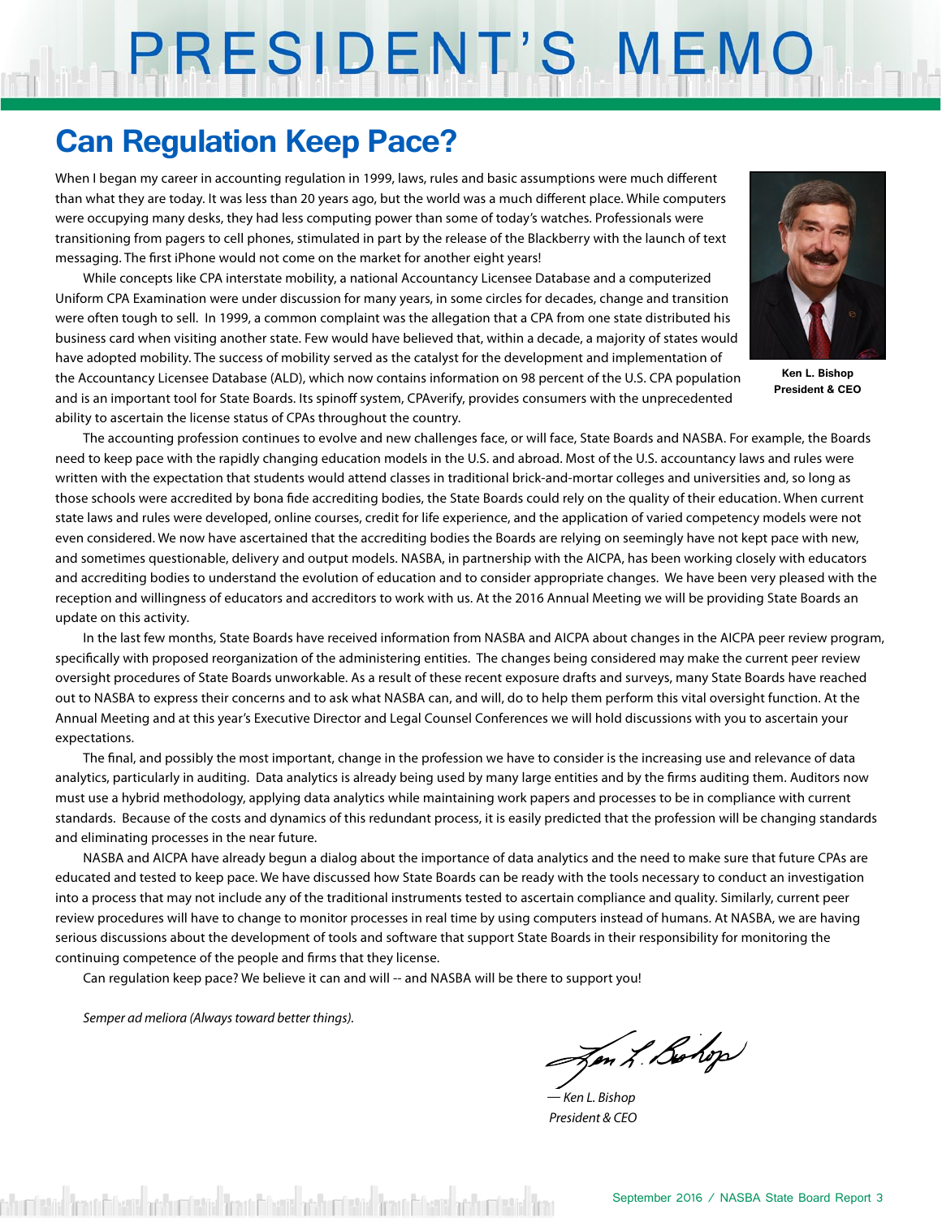# PRESIDENT'S MEMO

## Can Regulation Keep Pace?

When I began my career in accounting regulation in 1999, laws, rules and basic assumptions were much different than what they are today. It was less than 20 years ago, but the world was a much different place. While computers were occupying many desks, they had less computing power than some of today's watches. Professionals were transitioning from pagers to cell phones, stimulated in part by the release of the Blackberry with the launch of text messaging. The first iPhone would not come on the market for another eight years!

Ken L. Bishop
President & CEO

While concepts like CPA interstate mobility, a national Accountancy Licensee Database and a computerized Uniform CPA Examination were under discussion for many years, in some circles for decades, change and transition were often tough to sell. In 1999, a common complaint was the allegation that a CPA from one state distributed his business card when visiting another state. Few would have believed that, within a decade, a majority of states would have adopted mobility. The success of mobility served as the catalyst for the development and implementation of the Accountancy Licensee Database (ALD), which now contains information on 98 percent of the U.S. CPA population and is an important tool for State Boards. Its spinoff system, CPAverify, provides consumers with the unprecedented ability to ascertain the license status of CPAs throughout the country.

The accounting profession continues to evolve and new challenges face, or will face, State Boards and NASBA. For example, the Boards need to keep pace with the rapidly changing education models in the U.S. and abroad. Most of the U.S. accountancy laws and rules were written with the expectation that students would attend classes in traditional brick-and-mortar colleges and universities and, so long as those schools were accredited by bona fide accrediting bodies, the State Boards could rely on the quality of their education. When current state laws and rules were developed, online courses, credit for life experience, and the application of varied competency models were not even considered. We now have ascertained that the accrediting bodies the Boards are relying on seemingly have not kept pace with new, and sometimes questionable, delivery and output models. NASBA, in partnership with the AICPA, has been working closely with educators and accrediting bodies to understand the evolution of education and to consider appropriate changes. We have been very pleased with the reception and willingness of educators and accreditors to work with us. At the 2016 Annual Meeting we will be providing State Boards an update on this activity.

In the last few months, State Boards have received information from NASBA and AICPA about changes in the AICPA peer review program, specifically with proposed reorganization of the administering entities. The changes being considered may make the current peer review oversight procedures of State Boards unworkable. As a result of these recent exposure drafts and surveys, many State Boards have reached out to NASBA to express their concerns and to ask what NASBA can, and will, do to help them perform this vital oversight function. At the Annual Meeting and at this year's Executive Director and Legal Counsel Conferences we will hold discussions with you to ascertain your expectations.

The final, and possibly the most important, change in the profession we have to consider is the increasing use and relevance of data analytics, particularly in auditing. Data analytics is already being used by many large entities and by the firms auditing them. Auditors now must use a hybrid methodology, applying data analytics while maintaining work papers and processes to be in compliance with current standards. Because of the costs and dynamics of this redundant process, it is easily predicted that the profession will be changing standards and eliminating processes in the near future.

NASBA and AICPA have already begun a dialog about the importance of data analytics and the need to make sure that future CPAs are educated and tested to keep pace. We have discussed how State Boards can be ready with the tools necessary to conduct an investigation into a process that may not include any of the traditional instruments tested to ascertain compliance and quality. Similarly, current peer review procedures will have to change to monitor processes in real time by using computers instead of humans. At NASBA, we are having serious discussions about the development of tools and software that support State Boards in their responsibility for monitoring the continuing competence of the people and firms that they license.

Can regulation keep pace? We believe it can and will -- and NASBA will be there to support you!

*Semper ad meliora (Always toward better things).*

*— Ken L. Bishop*
*President & CEO*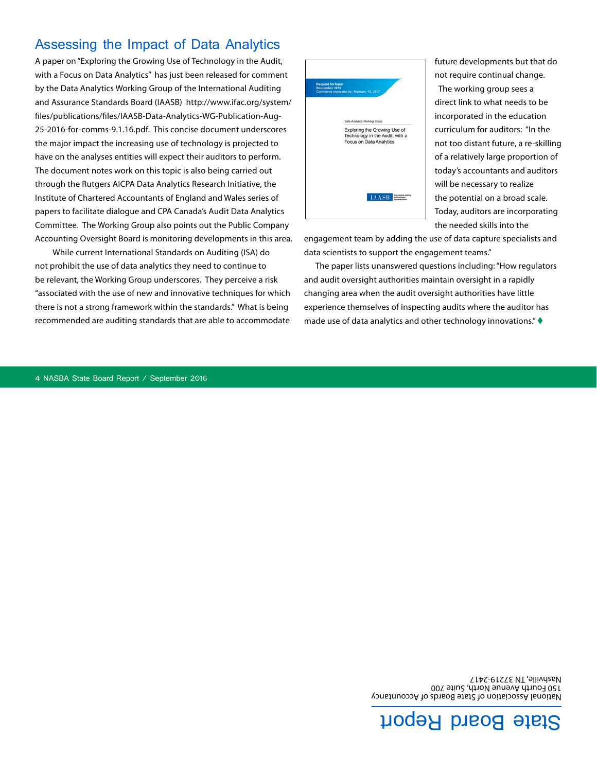## Assessing the Impact of Data Analytics

A paper on "Exploring the Growing Use of Technology in the Audit, with a Focus on Data Analytics" has just been released for comment by the Data Analytics Working Group of the International Auditing and Assurance Standards Board (IAASB) http://www.ifac.org/system/files/publications/files/IAASB-Data-Analytics-WG-Publication-Aug-25-2016-for-comms-9.1.16.pdf. This concise document underscores the major impact the increasing use of technology is projected to have on the analyses entities will expect their auditors to perform. The document notes work on this topic is also being carried out through the Rutgers AICPA Data Analytics Research Initiative, the Institute of Chartered Accountants of England and Wales series of papers to facilitate dialogue and CPA Canada's Audit Data Analytics Committee. The Working Group also points out the Public Company Accounting Oversight Board is monitoring developments in this area.

While current International Standards on Auditing (ISA) do not prohibit the use of data analytics they need to continue to be relevant, the Working Group underscores. They perceive a risk "associated with the use of new and innovative techniques for which there is not a strong framework within the standards." What is being recommended are auditing standards that are able to accommodate future developments but that do not require continual change.

The working group sees a direct link to what needs to be incorporated in the education curriculum for auditors: "In the not too distant future, a re-skilling of a relatively large proportion of today's accountants and auditors will be necessary to realize the potential on a broad scale. Today, auditors are incorporating the needed skills into the engagement team by adding the use of data capture specialists and data scientists to support the engagement teams."

The paper lists unanswered questions including: "How regulators and audit oversight authorities maintain oversight in a rapidly changing area when the audit oversight authorities have little experience themselves of inspecting audits where the auditor has made use of data analytics and other technology innovations." ♦

State Board Report

National Association of State Boards of Accountancy
150 Fourth Avenue North, Suite 700
Nashville, TN 37219-2417